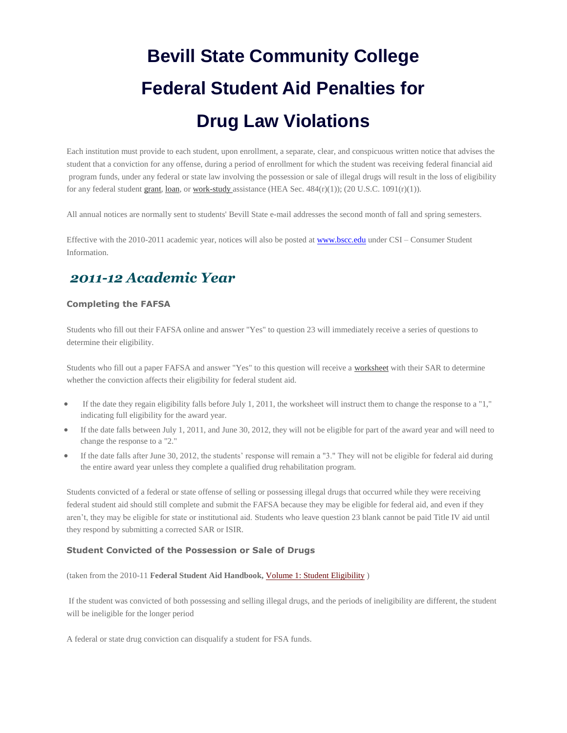# Bevill State Community College

# Federal Student Aid Penalties for

# Drug Law Violations

Each institution must provide to each student, upon enrollment, a separate, clear, and conspicuous written notice that advises the student that a conviction for any offense, during a period of enrollment for which the student was receiving federal financial aid program funds, under any federal or state law involving the possession or sale of illegal drugs will result in the loss of eligibility for any federal student grant, loan, or work-study assistance (HEA Sec. 484(r)(1)); (20 U.S.C. 1091(r)(1)).

All annual notices are normally sent to students' Bevill State e-mail addresses the second month of fall and spring semesters.

Effective with the 2010-2011 academic year, notices will also be posted at www.bscc.edu under CSI – Consumer Student Information.

## *2011-12 Academic Year*

### Completing the FAFSA

Students who fill out their FAFSA online and answer "Yes" to question 23 will immediately receive a series of questions to determine their eligibility.

Students who fill out a paper FAFSA and answer "Yes" to this question will receive a worksheet with their SAR to determine whether the conviction affects their eligibility for federal student aid.

- If the date they regain eligibility falls before July 1, 2011, the worksheet will instruct them to change the response to a "1," indicating full eligibility for the award year.
- If the date falls between July 1, 2011, and June 30, 2012, they will not be eligible for part of the award year and will need to change the response to a "2."
- If the date falls after June 30, 2012, the students' response will remain a "3." They will not be eligible for federal aid during the entire award year unless they complete a qualified drug rehabilitation program.

Students convicted of a federal or state offense of selling or possessing illegal drugs that occurred while they were receiving federal student aid should still complete and submit the FAFSA because they may be eligible for federal aid, and even if they aren't, they may be eligible for state or institutional aid. Students who leave question 23 blank cannot be paid Title IV aid until they respond by submitting a corrected SAR or ISIR.

### Student Convicted of the Possession or Sale of Drugs

(taken from the 2010-11 **Federal Student Aid Handbook,** Volume 1: Student Eligibility )

If the student was convicted of both possessing and selling illegal drugs, and the periods of ineligibility are different, the student will be ineligible for the longer period

A federal or state drug conviction can disqualify a student for FSA funds.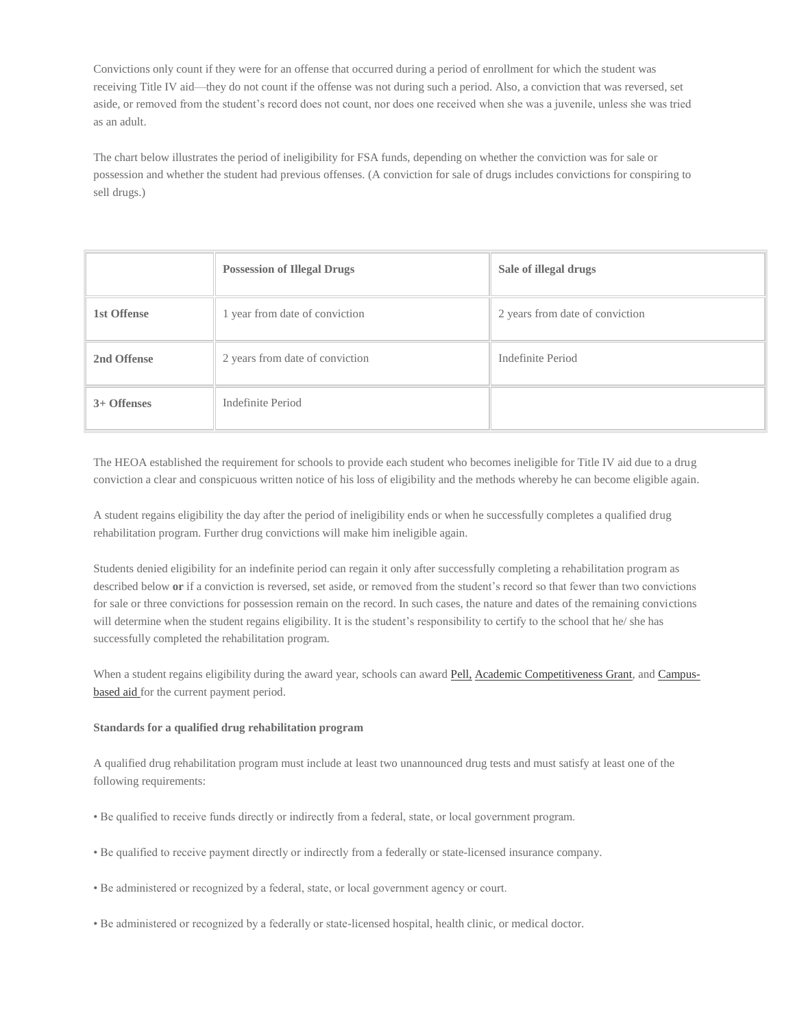Convictions only count if they were for an offense that occurred during a period of enrollment for which the student was receiving Title IV aid—they do not count if the offense was not during such a period. Also, a conviction that was reversed, set aside, or removed from the student's record does not count, nor does one received when she was a juvenile, unless she was tried as an adult.

The chart below illustrates the period of ineligibility for FSA funds, depending on whether the conviction was for sale or possession and whether the student had previous offenses. (A conviction for sale of drugs includes convictions for conspiring to sell drugs.)

| | **Possession of Illegal Drugs** | **Sale of illegal drugs** |
|---|---|---|
| **1st Offense** | 1 year from date of conviction | 2 years from date of conviction |
| **2nd Offense** | 2 years from date of conviction | Indefinite Period |
| **3+ Offenses** | Indefinite Period | |

The HEOA established the requirement for schools to provide each student who becomes ineligible for Title IV aid due to a drug conviction a clear and conspicuous written notice of his loss of eligibility and the methods whereby he can become eligible again.

A student regains eligibility the day after the period of ineligibility ends or when he successfully completes a qualified drug rehabilitation program. Further drug convictions will make him ineligible again.

Students denied eligibility for an indefinite period can regain it only after successfully completing a rehabilitation program as described below **or** if a conviction is reversed, set aside, or removed from the student's record so that fewer than two convictions for sale or three convictions for possession remain on the record. In such cases, the nature and dates of the remaining convictions will determine when the student regains eligibility. It is the student's responsibility to certify to the school that he/ she has successfully completed the rehabilitation program.

When a student regains eligibility during the award year, schools can award Pell, Academic Competitiveness Grant, and Campus-based aid for the current payment period.

**Standards for a qualified drug rehabilitation program**

A qualified drug rehabilitation program must include at least two unannounced drug tests and must satisfy at least one of the following requirements:

• Be qualified to receive funds directly or indirectly from a federal, state, or local government program.

• Be qualified to receive payment directly or indirectly from a federally or state-licensed insurance company.

• Be administered or recognized by a federal, state, or local government agency or court.

• Be administered or recognized by a federally or state-licensed hospital, health clinic, or medical doctor.